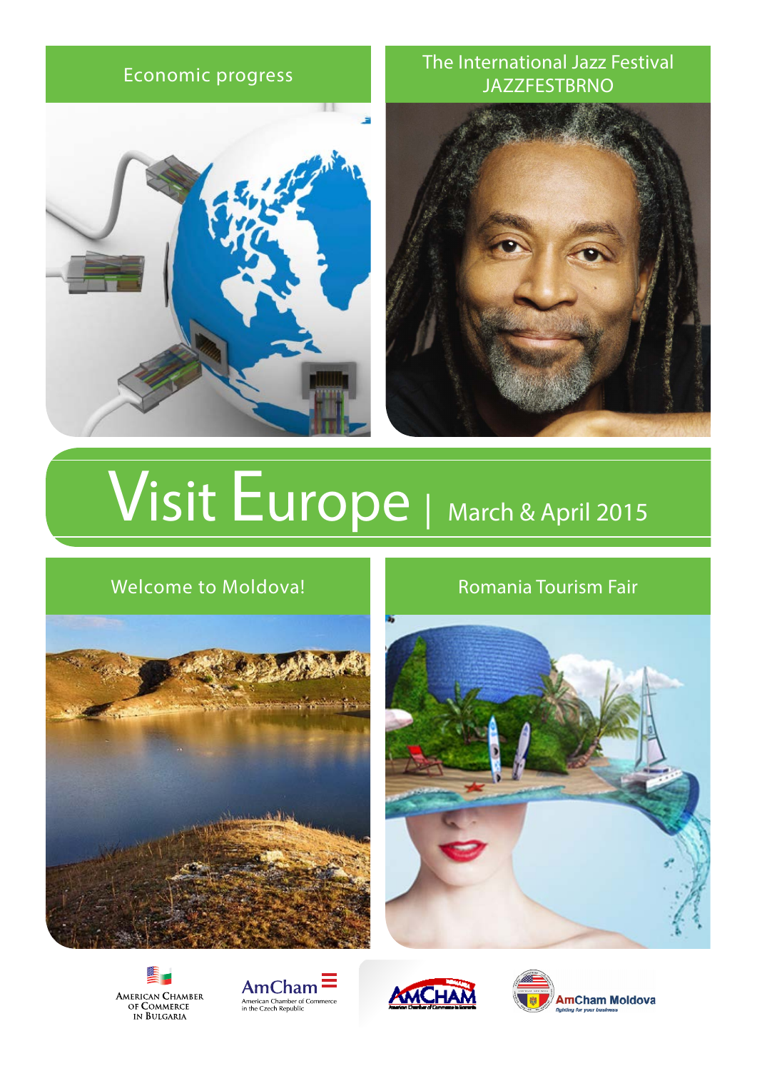Economic progress

The International Jazz Festival JAZZFESTBRNO

# Visit Europe | March & April 2015

Welcome to Moldova!

Romania Tourism Fair

American Chamber of Commerce in Bulgaria

AmCham American Chamber of Commerce in the Czech Republic

AMCHAM American Chamber of Commerce in Romania

AmCham Moldova fighting for your business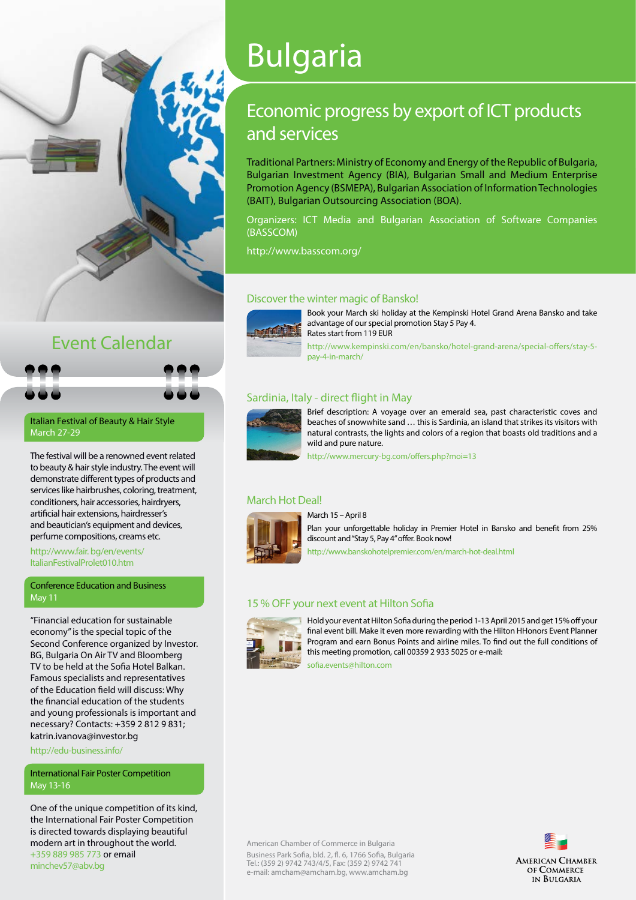# Bulgaria

## Economic progress by export of ICT products and services

Traditional Partners: Ministry of Economy and Energy of the Republic of Bulgaria, Bulgarian Investment Agency (BIA), Bulgarian Small and Medium Enterprise Promotion Agency (BSMEPA), Bulgarian Association of Information Technologies (BAIT), Bulgarian Outsourcing Association (BOA).

Organizers: ICT Media and Bulgarian Association of Software Companies (BASSCOM)

http://www.basscom.org/

### Discover the winter magic of Bansko!

Book your March ski holiday at the Kempinski Hotel Grand Arena Bansko and take advantage of our special promotion Stay 5 Pay 4.
Rates start from 119 EUR

http://www.kempinski.com/en/bansko/hotel-grand-arena/special-offers/stay-5-pay-4-in-march/

### Sardinia, Italy - direct flight in May

Brief description: A voyage over an emerald sea, past characteristic coves and beaches of snowwhite sand … this is Sardinia, an island that strikes its visitors with natural contrasts, the lights and colors of a region that boasts old traditions and a wild and pure nature.

http://www.mercury-bg.com/offers.php?moi=13

### March Hot Deal!

March 15 – April 8

Plan your unforgettable holiday in Premier Hotel in Bansko and benefit from 25% discount and "Stay 5, Pay 4" offer. Book now!

http://www.banskohotelpremier.com/en/march-hot-deal.html

### 15 % OFF your next event at Hilton Sofia

Hold your event at Hilton Sofia during the period 1-13 April 2015 and get 15% off your final event bill. Make it even more rewarding with the Hilton HHonors Event Planner Program and earn Bonus Points and airline miles. To find out the full conditions of this meeting promotion, call 00359 2 933 5025 or e-mail:

sofia.events@hilton.com

## Event Calendar

### Italian Festival of Beauty & Hair Style
March 27-29

The festival will be a renowned event related to beauty & hair style industry. The event will demonstrate different types of products and services like hairbrushes, coloring, treatment, conditioners, hair accessories, hairdryers, artificial hair extensions, hairdresser's and beautician's equipment and devices, perfume compositions, creams etc.

http://www.fair. bg/en/events/ItalianFestivalProlet010.htm

### Conference Education and Business
May 11

"Financial education for sustainable economy" is the special topic of the Second Conference organized by Investor. BG, Bulgaria On Air TV and Bloomberg TV to be held at the Sofia Hotel Balkan. Famous specialists and representatives of the Education field will discuss: Why the financial education of the students and young professionals is important and necessary? Contacts: +359 2 812 9 831; katrin.ivanova@investor.bg

http://edu-business.info/

### International Fair Poster Competition
May 13-16

One of the unique competition of its kind, the International Fair Poster Competition is directed towards displaying beautiful modern art in throughout the world. +359 889 985 773 or email minchev57@abv.bg

American Chamber of Commerce in Bulgaria
Business Park Sofia, bld. 2, fl. 6, 1766 Sofia, Bulgaria
Tel.: (359 2) 9742 743/4/5, Fax: (359 2) 9742 741
e-mail: amcham@amcham.bg, www.amcham.bg

American Chamber of Commerce in Bulgaria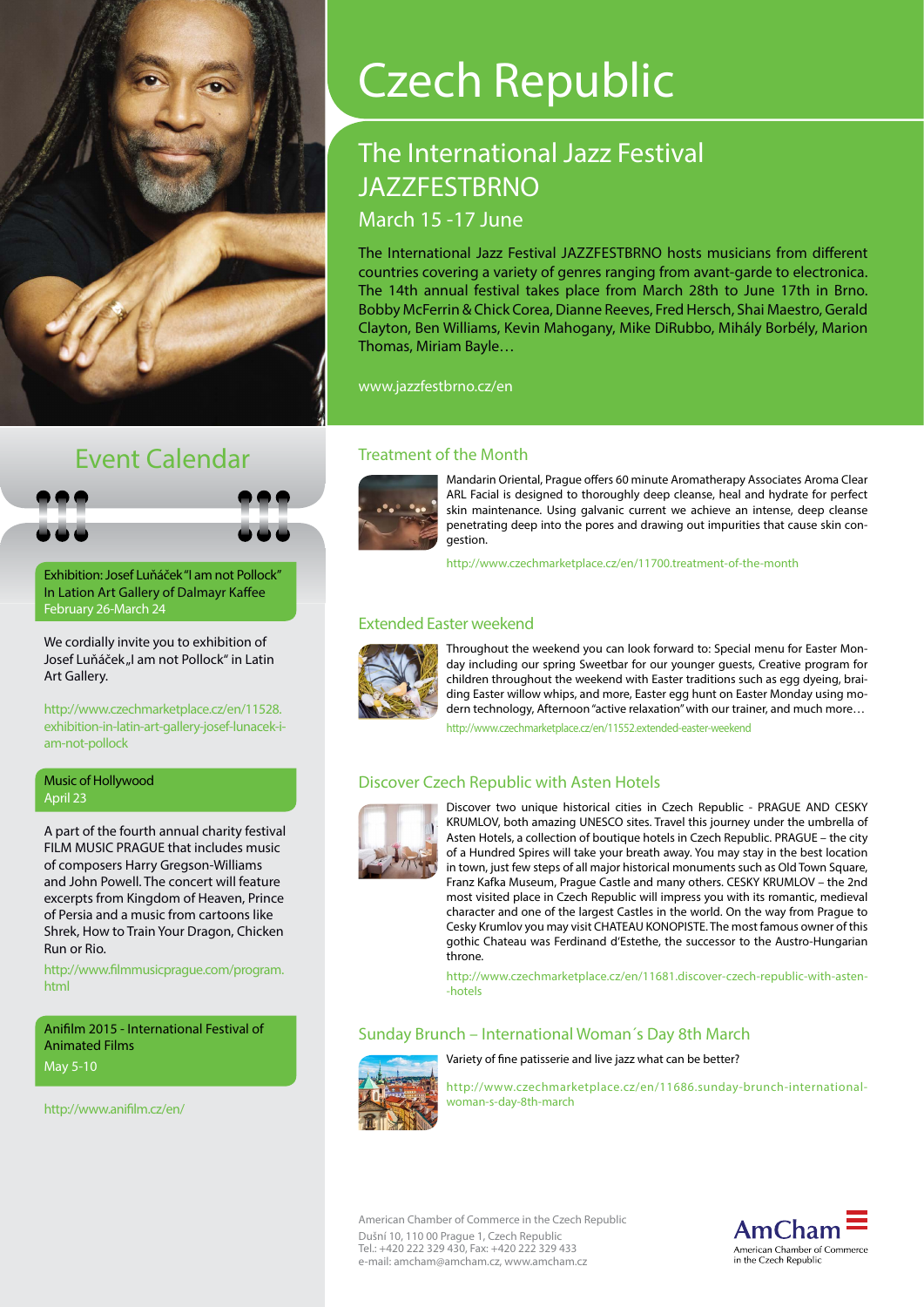# Czech Republic

## The International Jazz Festival JAZZFESTBRNO

### March 15 -17 June

The International Jazz Festival JAZZFESTBRNO hosts musicians from different countries covering a variety of genres ranging from avant-garde to electronica. The 14th annual festival takes place from March 28th to June 17th in Brno. Bobby McFerrin & Chick Corea, Dianne Reeves, Fred Hersch, Shai Maestro, Gerald Clayton, Ben Williams, Kevin Mahogany, Mike DiRubbo, Mihály Borbély, Marion Thomas, Miriam Bayle…

www.jazzfestbrno.cz/en

## Event Calendar

**Exhibition: Josef Luňáček "I am not Pollock" In Lation Art Gallery of Dalmayr Kaffee**
February 26-March 24

We cordially invite you to exhibition of Josef Luňáček „I am not Pollock" in Latin Art Gallery.

http://www.czechmarketplace.cz/en/11528.exhibition-in-latin-art-gallery-josef-lunacek-i-am-not-pollock

**Music of Hollywood**
April 23

A part of the fourth annual charity festival FILM MUSIC PRAGUE that includes music of composers Harry Gregson-Williams and John Powell. The concert will feature excerpts from Kingdom of Heaven, Prince of Persia and a music from cartoons like Shrek, How to Train Your Dragon, Chicken Run or Rio.

http://www.filmmusicprague.com/program.html

**Anifilm 2015 - International Festival of Animated Films**
May 5-10

http://www.anifilm.cz/en/

### Treatment of the Month

Mandarin Oriental, Prague offers 60 minute Aromatherapy Associates Aroma Clear ARL Facial is designed to thoroughly deep cleanse, heal and hydrate for perfect skin maintenance. Using galvanic current we achieve an intense, deep cleanse penetrating deep into the pores and drawing out impurities that cause skin congestion.

http://www.czechmarketplace.cz/en/11700.treatment-of-the-month

### Extended Easter weekend

Throughout the weekend you can look forward to: Special menu for Easter Monday including our spring Sweetbar for our younger guests, Creative program for children throughout the weekend with Easter traditions such as egg dyeing, braiding Easter willow whips, and more, Easter egg hunt on Easter Monday using modern technology, Afternoon "active relaxation" with our trainer, and much more…

http://www.czechmarketplace.cz/en/11552.extended-easter-weekend

### Discover Czech Republic with Asten Hotels

Discover two unique historical cities in Czech Republic - PRAGUE AND CESKY KRUMLOV, both amazing UNESCO sites. Travel this journey under the umbrella of Asten Hotels, a collection of boutique hotels in Czech Republic. PRAGUE – the city of a Hundred Spires will take your breath away. You may stay in the best location in town, just few steps of all major historical monuments such as Old Town Square, Franz Kafka Museum, Prague Castle and many others. CESKY KRUMLOV – the 2nd most visited place in Czech Republic will impress you with its romantic, medieval character and one of the largest Castles in the world. On the way from Prague to Cesky Krumlov you may visit CHATEAU KONOPISTE. The most famous owner of this gothic Chateau was Ferdinand d'Estethe, the successor to the Austro-Hungarian throne.

http://www.czechmarketplace.cz/en/11681.discover-czech-republic-with-asten--hotels

### Sunday Brunch – International Woman´s Day 8th March

Variety of fine patisserie and live jazz what can be better?

http://www.czechmarketplace.cz/en/11686.sunday-brunch-international-woman-s-day-8th-march

American Chamber of Commerce in the Czech Republic
Dušní 10, 110 00 Prague 1, Czech Republic
Tel.: +420 222 329 430, Fax: +420 222 329 433
e-mail: amcham@amcham.cz, www.amcham.cz

AmCham
American Chamber of Commerce in the Czech Republic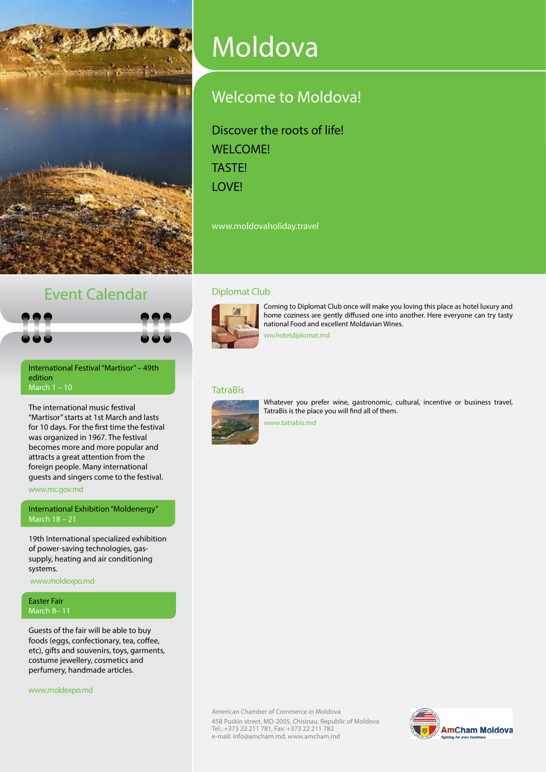# Moldova

## Welcome to Moldova!

Discover the roots of life!
WELCOME!
TASTE!
LOVE!

www.moldovaholiday.travel

## Event Calendar

**International Festival "Martisor" – 49th edition**
March 1 – 10

The international music festival "Martisor" starts at 1st March and lasts for 10 days. For the first time the festival was organized in 1967. The festival becomes more and more popular and attracts a great attention from the foreign people. Many international guests and singers come to the festival.

www.mc.gov.md

**International Exhibition "Moldenergy"**
March 18 – 21

19th International specialized exhibition of power-saving technologies, gas-supply, heating and air conditioning systems.

www.moldexpo.md

**Easter Fair**
March 8– 11

Guests of the fair will be able to buy foods (eggs, confectionary, tea, coffee, etc), gifts and souvenirs, toys, garments, costume jewellery, cosmetics and perfumery, handmade articles.

www.moldexpo.md

## Diplomat Club

Coming to Diplomat Club once will make you loving this place as hotel luxury and home coziness are gently diffused one into another. Here everyone can try tasty national Food and excellent Moldavian Wines.

ww.hoteldiplomat.md

## TatraBis

Whatever you prefer wine, gastronomic, cultural, incentive or business travel, TatraBis is the place you will find all of them.

www.tatrabis.md

American Chamber of Commerce in Moldova
45B Puskin street, MD-2005, Chisinau, Republic of Moldova
Tel.: +373 22 211 781, Fax: +373 22 211 782
e-mail: info@amcham.md, www.amcham.md

AmCham Moldova
fighting for your business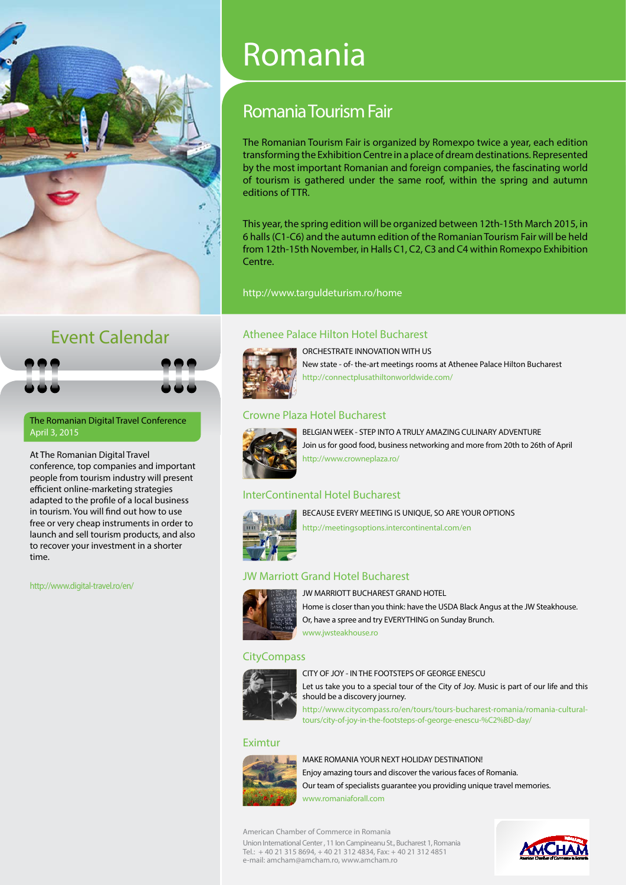# Romania

## Romania Tourism Fair

The Romanian Tourism Fair is organized by Romexpo twice a year, each edition transforming the Exhibition Centre in a place of dream destinations. Represented by the most important Romanian and foreign companies, the fascinating world of tourism is gathered under the same roof, within the spring and autumn editions of TTR.

This year, the spring edition will be organized between 12th-15th March 2015, in 6 halls (C1-C6) and the autumn edition of the Romanian Tourism Fair will be held from 12th-15th November, in Halls C1, C2, C3 and C4 within Romexpo Exhibition Centre.

http://www.targuldeturism.ro/home

## Event Calendar

**The Romanian Digital Travel Conference**
April 3, 2015

At The Romanian Digital Travel conference, top companies and important people from tourism industry will present efficient online-marketing strategies adapted to the profile of a local business in tourism. You will find out how to use free or very cheap instruments in order to launch and sell tourism products, and also to recover your investment in a shorter time.

http://www.digital-travel.ro/en/

### Athenee Palace Hilton Hotel Bucharest

ORCHESTRATE INNOVATION WITH US

New state - of- the-art meetings rooms at Athenee Palace Hilton Bucharest

http://connectplusathiltonworldwide.com/

### Crowne Plaza Hotel Bucharest

BELGIAN WEEK - STEP INTO A TRULY AMAZING CULINARY ADVENTURE

Join us for good food, business networking and more from 20th to 26th of April

http://www.crowneplaza.ro/

### InterContinental Hotel Bucharest

BECAUSE EVERY MEETING IS UNIQUE, SO ARE YOUR OPTIONS

http://meetingsoptions.intercontinental.com/en

### JW Marriott Grand Hotel Bucharest

JW MARRIOTT BUCHAREST GRAND HOTEL

Home is closer than you think: have the USDA Black Angus at the JW Steakhouse. Or, have a spree and try EVERYTHING on Sunday Brunch.

www.jwsteakhouse.ro

### CityCompass

CITY OF JOY - IN THE FOOTSTEPS OF GEORGE ENESCU

Let us take you to a special tour of the City of Joy. Music is part of our life and this should be a discovery journey.

http://www.citycompass.ro/en/tours/tours-bucharest-romania/romania-cultural-tours/city-of-joy-in-the-footsteps-of-george-enescu-%C2%BD-day/

### Eximtur

MAKE ROMANIA YOUR NEXT HOLIDAY DESTINATION!

Enjoy amazing tours and discover the various faces of Romania.

Our team of specialists guarantee you providing unique travel memories.

www.romaniaforall.com

American Chamber of Commerce in Romania

Union International Center, 11 Ion Campineanu St., Bucharest 1, Romania
Tel.: + 40 21 315 8694, + 40 21 312 4834, Fax: + 40 21 312 4851
e-mail: amcham@amcham.ro, www.amcham.ro